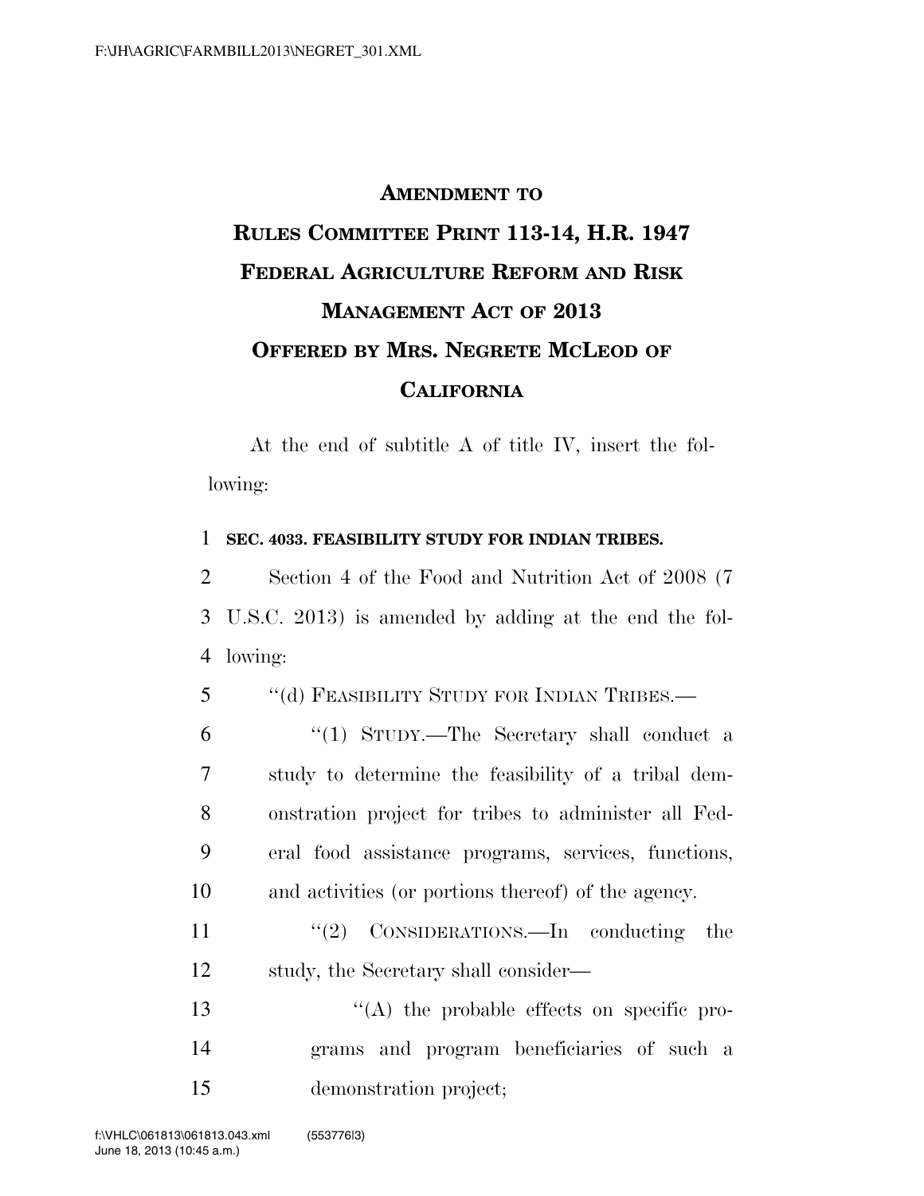# AMENDMENT TO RULES COMMITTEE PRINT 113-14, H.R. 1947 FEDERAL AGRICULTURE REFORM AND RISK MANAGEMENT ACT OF 2013 OFFERED BY MRS. NEGRETE MCLEOD OF CALIFORNIA

At the end of subtitle A of title IV, insert the following:

**SEC. 4033. FEASIBILITY STUDY FOR INDIAN TRIBES.**

Section 4 of the Food and Nutrition Act of 2008 (7 U.S.C. 2013) is amended by adding at the end the following:

"(d) FEASIBILITY STUDY FOR INDIAN TRIBES.—

"(1) STUDY.—The Secretary shall conduct a study to determine the feasibility of a tribal demonstration project for tribes to administer all Federal food assistance programs, services, functions, and activities (or portions thereof) of the agency.

"(2) CONSIDERATIONS.—In conducting the study, the Secretary shall consider—

"(A) the probable effects on specific programs and program beneficiaries of such a demonstration project;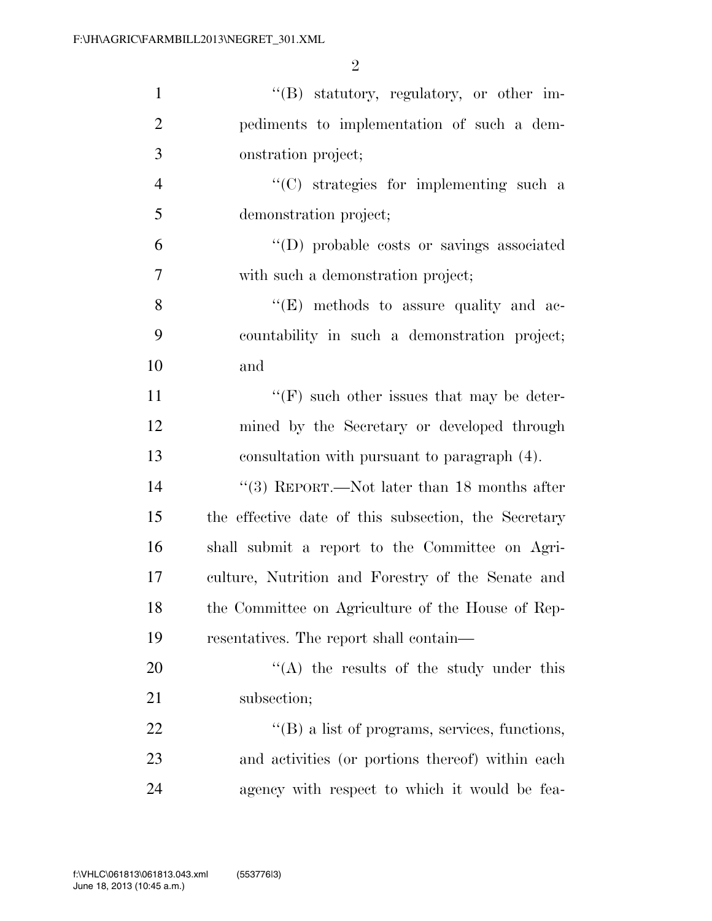"(B) statutory, regulatory, or other impediments to implementation of such a demonstration project;

"(C) strategies for implementing such a demonstration project;

"(D) probable costs or savings associated with such a demonstration project;

"(E) methods to assure quality and accountability in such a demonstration project; and

"(F) such other issues that may be determined by the Secretary or developed through consultation with pursuant to paragraph (4).

"(3) REPORT.—Not later than 18 months after the effective date of this subsection, the Secretary shall submit a report to the Committee on Agriculture, Nutrition and Forestry of the Senate and the Committee on Agriculture of the House of Representatives. The report shall contain—

"(A) the results of the study under this subsection;

"(B) a list of programs, services, functions, and activities (or portions thereof) within each agency with respect to which it would be fea-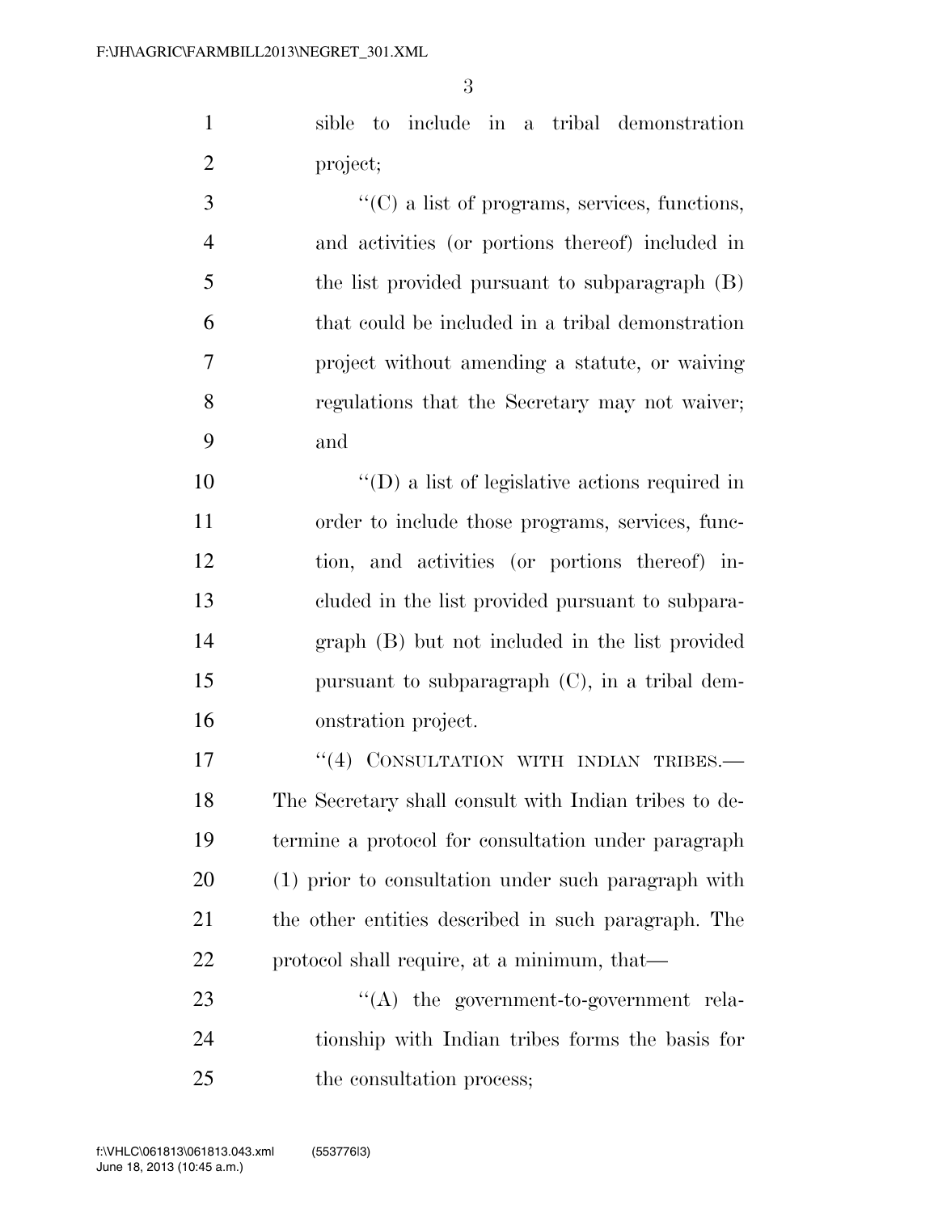sible to include in a tribal demonstration project;

''(C) a list of programs, services, functions, and activities (or portions thereof) included in the list provided pursuant to subparagraph (B) that could be included in a tribal demonstration project without amending a statute, or waiving regulations that the Secretary may not waiver; and

''(D) a list of legislative actions required in order to include those programs, services, function, and activities (or portions thereof) included in the list provided pursuant to subparagraph (B) but not included in the list provided pursuant to subparagraph (C), in a tribal demonstration project.

''(4) CONSULTATION WITH INDIAN TRIBES.—The Secretary shall consult with Indian tribes to determine a protocol for consultation under paragraph (1) prior to consultation under such paragraph with the other entities described in such paragraph. The protocol shall require, at a minimum, that—

''(A) the government-to-government relationship with Indian tribes forms the basis for the consultation process;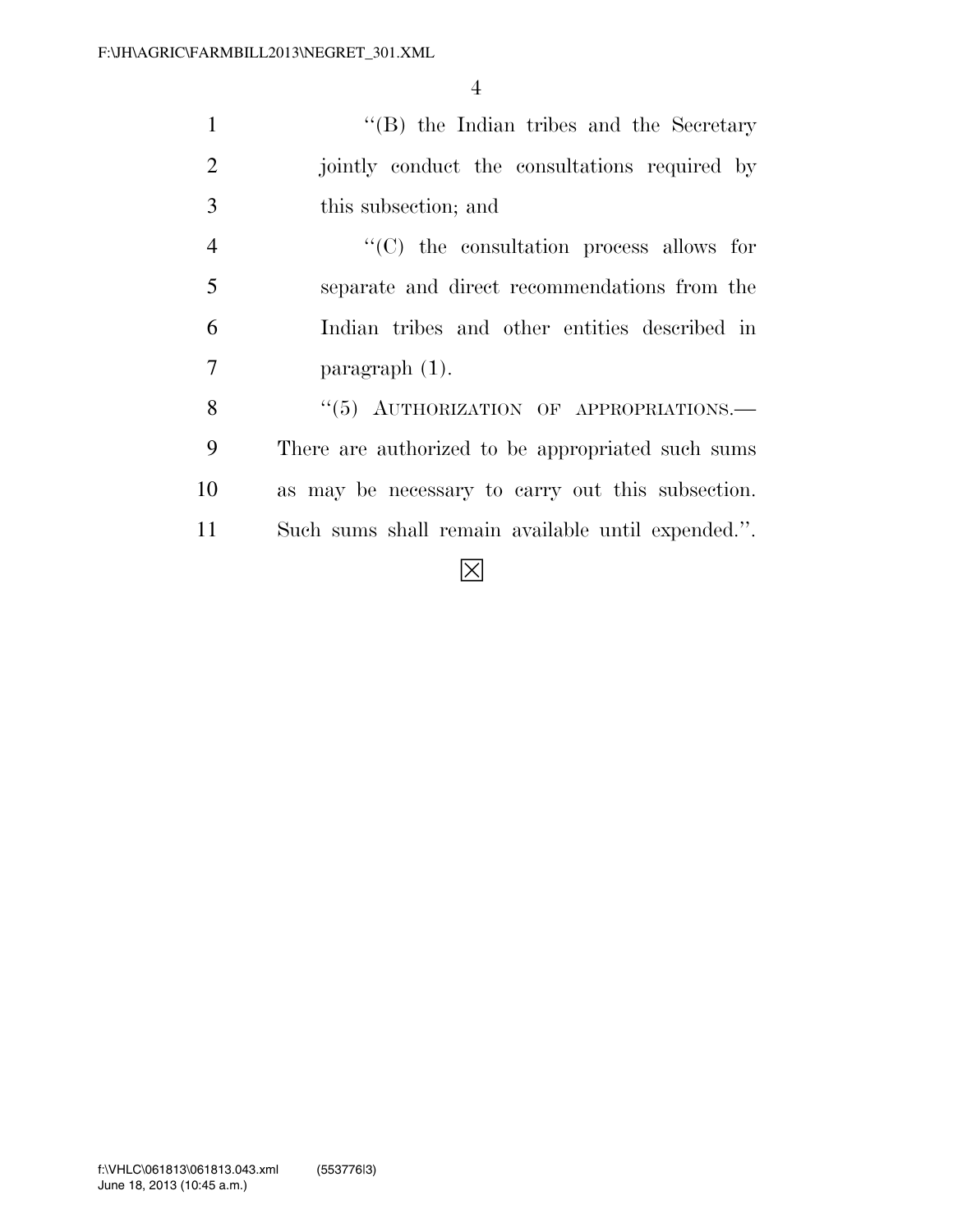''(B) the Indian tribes and the Secretary jointly conduct the consultations required by this subsection; and

''(C) the consultation process allows for separate and direct recommendations from the Indian tribes and other entities described in paragraph (1).

''(5) AUTHORIZATION OF APPROPRIATIONS.—There are authorized to be appropriated such sums as may be necessary to carry out this subsection. Such sums shall remain available until expended.''.